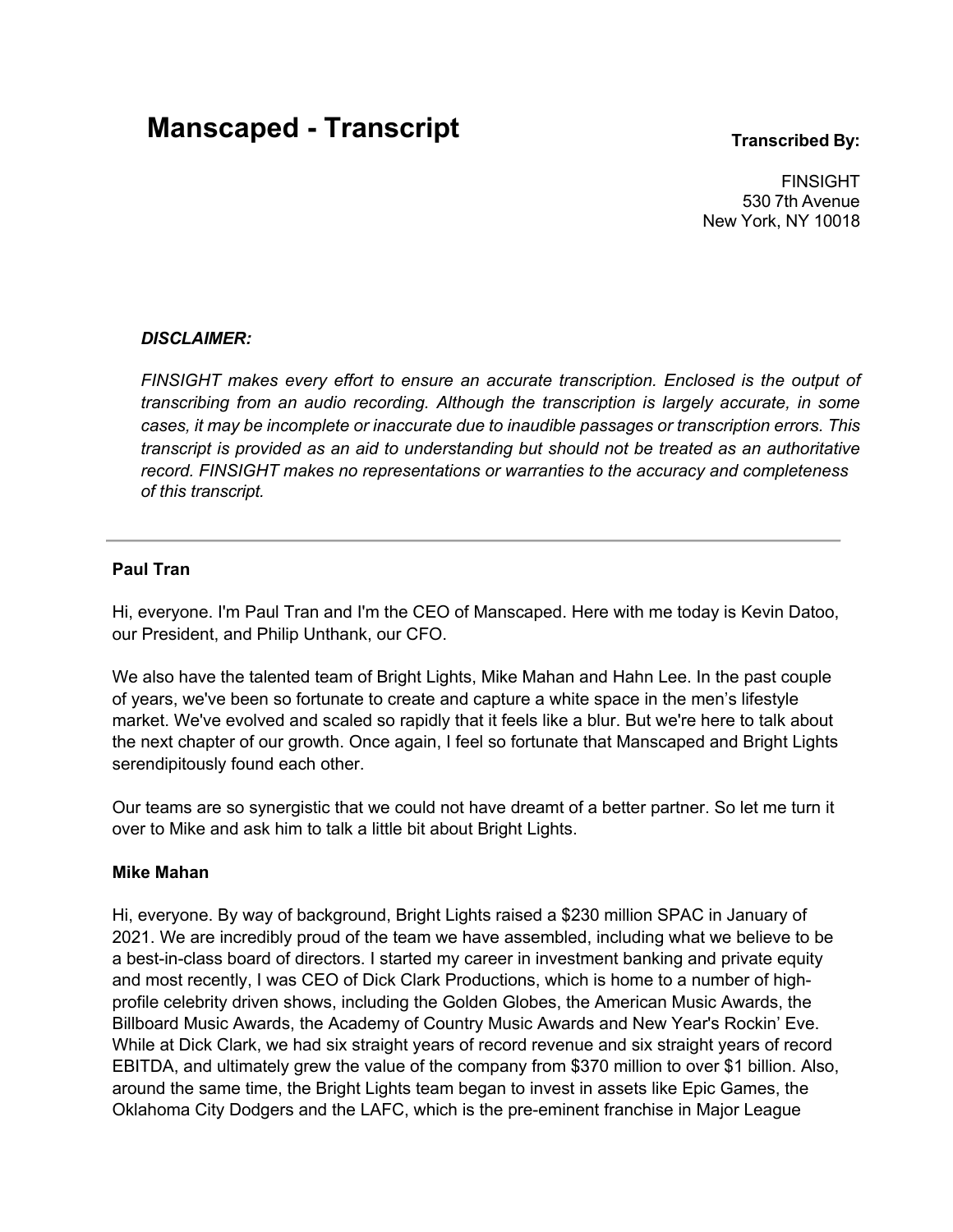# Manscaped - Transcript

**Transcribed By:**

FINSIGHT
530 7th Avenue
New York, NY 10018

***DISCLAIMER:***

*FINSIGHT makes every effort to ensure an accurate transcription. Enclosed is the output of transcribing from an audio recording. Although the transcription is largely accurate, in some cases, it may be incomplete or inaccurate due to inaudible passages or transcription errors. This transcript is provided as an aid to understanding but should not be treated as an authoritative record. FINSIGHT makes no representations or warranties to the accuracy and completeness of this transcript.*

---

**Paul Tran**

Hi, everyone. I'm Paul Tran and I'm the CEO of Manscaped. Here with me today is Kevin Datoo, our President, and Philip Unthank, our CFO.

We also have the talented team of Bright Lights, Mike Mahan and Hahn Lee. In the past couple of years, we've been so fortunate to create and capture a white space in the men's lifestyle market. We've evolved and scaled so rapidly that it feels like a blur. But we're here to talk about the next chapter of our growth. Once again, I feel so fortunate that Manscaped and Bright Lights serendipitously found each other.

Our teams are so synergistic that we could not have dreamt of a better partner. So let me turn it over to Mike and ask him to talk a little bit about Bright Lights.

**Mike Mahan**

Hi, everyone. By way of background, Bright Lights raised a $230 million SPAC in January of 2021. We are incredibly proud of the team we have assembled, including what we believe to be a best-in-class board of directors. I started my career in investment banking and private equity and most recently, I was CEO of Dick Clark Productions, which is home to a number of high-profile celebrity driven shows, including the Golden Globes, the American Music Awards, the Billboard Music Awards, the Academy of Country Music Awards and New Year's Rockin' Eve. While at Dick Clark, we had six straight years of record revenue and six straight years of record EBITDA, and ultimately grew the value of the company from $370 million to over $1 billion. Also, around the same time, the Bright Lights team began to invest in assets like Epic Games, the Oklahoma City Dodgers and the LAFC, which is the pre-eminent franchise in Major League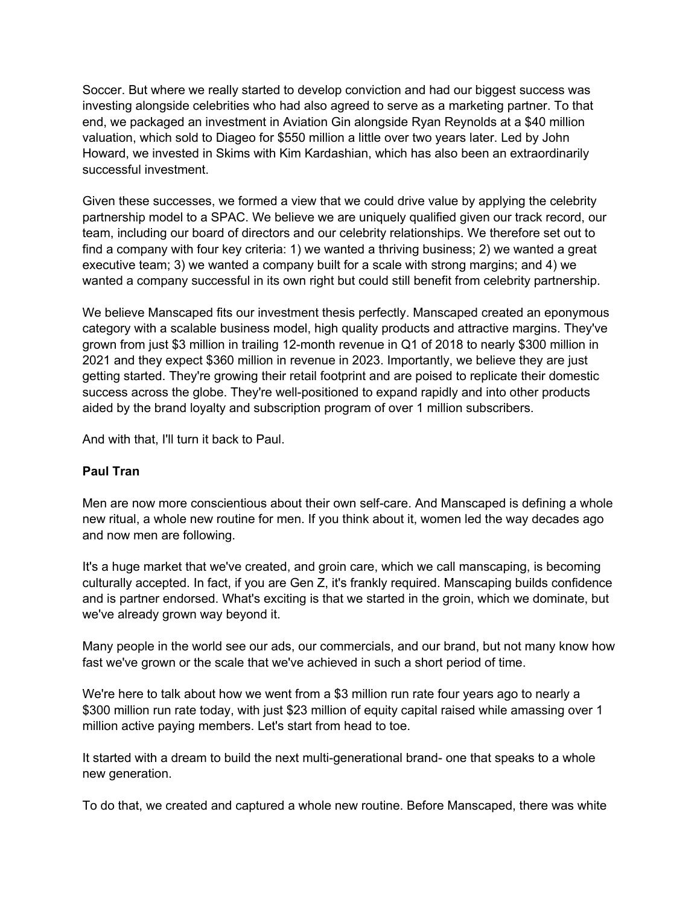Soccer. But where we really started to develop conviction and had our biggest success was investing alongside celebrities who had also agreed to serve as a marketing partner. To that end, we packaged an investment in Aviation Gin alongside Ryan Reynolds at a $40 million valuation, which sold to Diageo for $550 million a little over two years later. Led by John Howard, we invested in Skims with Kim Kardashian, which has also been an extraordinarily successful investment.

Given these successes, we formed a view that we could drive value by applying the celebrity partnership model to a SPAC. We believe we are uniquely qualified given our track record, our team, including our board of directors and our celebrity relationships. We therefore set out to find a company with four key criteria: 1) we wanted a thriving business; 2) we wanted a great executive team; 3) we wanted a company built for a scale with strong margins; and 4) we wanted a company successful in its own right but could still benefit from celebrity partnership.

We believe Manscaped fits our investment thesis perfectly. Manscaped created an eponymous category with a scalable business model, high quality products and attractive margins. They've grown from just $3 million in trailing 12-month revenue in Q1 of 2018 to nearly $300 million in 2021 and they expect $360 million in revenue in 2023. Importantly, we believe they are just getting started. They're growing their retail footprint and are poised to replicate their domestic success across the globe. They're well-positioned to expand rapidly and into other products aided by the brand loyalty and subscription program of over 1 million subscribers.

And with that, I'll turn it back to Paul.

**Paul Tran**

Men are now more conscientious about their own self-care. And Manscaped is defining a whole new ritual, a whole new routine for men. If you think about it, women led the way decades ago and now men are following.

It's a huge market that we've created, and groin care, which we call manscaping, is becoming culturally accepted. In fact, if you are Gen Z, it's frankly required. Manscaping builds confidence and is partner endorsed. What's exciting is that we started in the groin, which we dominate, but we've already grown way beyond it.

Many people in the world see our ads, our commercials, and our brand, but not many know how fast we've grown or the scale that we've achieved in such a short period of time.

We're here to talk about how we went from a $3 million run rate four years ago to nearly a $300 million run rate today, with just $23 million of equity capital raised while amassing over 1 million active paying members. Let's start from head to toe.

It started with a dream to build the next multi-generational brand- one that speaks to a whole new generation.

To do that, we created and captured a whole new routine. Before Manscaped, there was white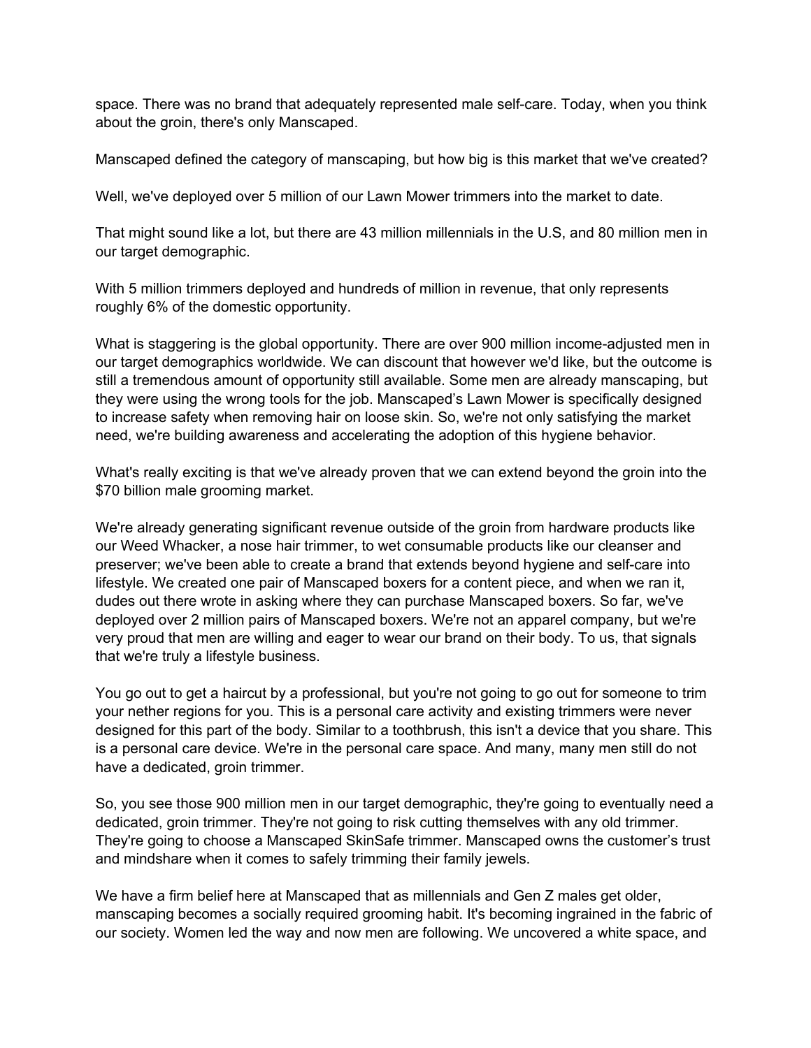space. There was no brand that adequately represented male self-care. Today, when you think about the groin, there's only Manscaped.

Manscaped defined the category of manscaping, but how big is this market that we've created?

Well, we've deployed over 5 million of our Lawn Mower trimmers into the market to date.

That might sound like a lot, but there are 43 million millennials in the U.S, and 80 million men in our target demographic.

With 5 million trimmers deployed and hundreds of million in revenue, that only represents roughly 6% of the domestic opportunity.

What is staggering is the global opportunity. There are over 900 million income-adjusted men in our target demographics worldwide. We can discount that however we'd like, but the outcome is still a tremendous amount of opportunity still available. Some men are already manscaping, but they were using the wrong tools for the job. Manscaped's Lawn Mower is specifically designed to increase safety when removing hair on loose skin. So, we're not only satisfying the market need, we're building awareness and accelerating the adoption of this hygiene behavior.

What's really exciting is that we've already proven that we can extend beyond the groin into the $70 billion male grooming market.

We're already generating significant revenue outside of the groin from hardware products like our Weed Whacker, a nose hair trimmer, to wet consumable products like our cleanser and preserver; we've been able to create a brand that extends beyond hygiene and self-care into lifestyle. We created one pair of Manscaped boxers for a content piece, and when we ran it, dudes out there wrote in asking where they can purchase Manscaped boxers. So far, we've deployed over 2 million pairs of Manscaped boxers. We're not an apparel company, but we're very proud that men are willing and eager to wear our brand on their body. To us, that signals that we're truly a lifestyle business.

You go out to get a haircut by a professional, but you're not going to go out for someone to trim your nether regions for you. This is a personal care activity and existing trimmers were never designed for this part of the body. Similar to a toothbrush, this isn't a device that you share. This is a personal care device. We're in the personal care space. And many, many men still do not have a dedicated, groin trimmer.

So, you see those 900 million men in our target demographic, they're going to eventually need a dedicated, groin trimmer. They're not going to risk cutting themselves with any old trimmer. They're going to choose a Manscaped SkinSafe trimmer. Manscaped owns the customer's trust and mindshare when it comes to safely trimming their family jewels.

We have a firm belief here at Manscaped that as millennials and Gen Z males get older, manscaping becomes a socially required grooming habit. It's becoming ingrained in the fabric of our society. Women led the way and now men are following. We uncovered a white space, and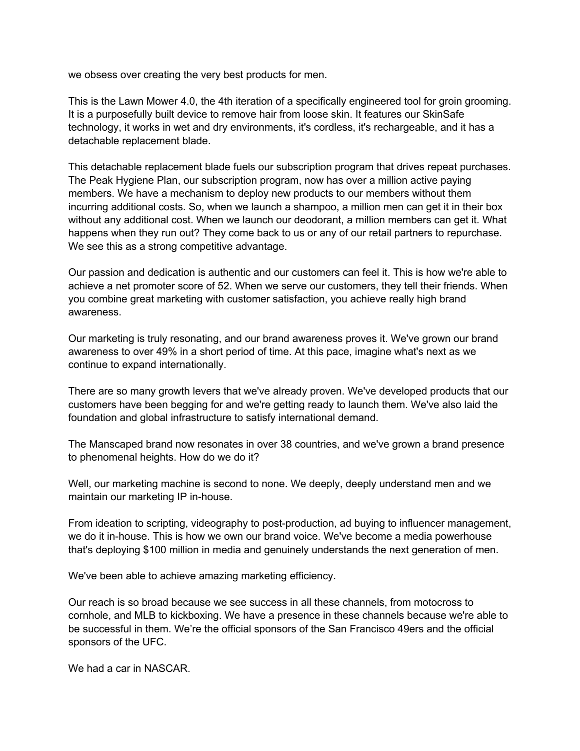we obsess over creating the very best products for men.

This is the Lawn Mower 4.0, the 4th iteration of a specifically engineered tool for groin grooming. It is a purposefully built device to remove hair from loose skin. It features our SkinSafe technology, it works in wet and dry environments, it's cordless, it's rechargeable, and it has a detachable replacement blade.

This detachable replacement blade fuels our subscription program that drives repeat purchases. The Peak Hygiene Plan, our subscription program, now has over a million active paying members. We have a mechanism to deploy new products to our members without them incurring additional costs. So, when we launch a shampoo, a million men can get it in their box without any additional cost. When we launch our deodorant, a million members can get it. What happens when they run out? They come back to us or any of our retail partners to repurchase. We see this as a strong competitive advantage.

Our passion and dedication is authentic and our customers can feel it. This is how we're able to achieve a net promoter score of 52. When we serve our customers, they tell their friends. When you combine great marketing with customer satisfaction, you achieve really high brand awareness.

Our marketing is truly resonating, and our brand awareness proves it. We've grown our brand awareness to over 49% in a short period of time. At this pace, imagine what's next as we continue to expand internationally.

There are so many growth levers that we've already proven. We've developed products that our customers have been begging for and we're getting ready to launch them. We've also laid the foundation and global infrastructure to satisfy international demand.

The Manscaped brand now resonates in over 38 countries, and we've grown a brand presence to phenomenal heights. How do we do it?

Well, our marketing machine is second to none. We deeply, deeply understand men and we maintain our marketing IP in-house.

From ideation to scripting, videography to post-production, ad buying to influencer management, we do it in-house. This is how we own our brand voice. We've become a media powerhouse that's deploying $100 million in media and genuinely understands the next generation of men.

We've been able to achieve amazing marketing efficiency.

Our reach is so broad because we see success in all these channels, from motocross to cornhole, and MLB to kickboxing. We have a presence in these channels because we're able to be successful in them. We're the official sponsors of the San Francisco 49ers and the official sponsors of the UFC.

We had a car in NASCAR.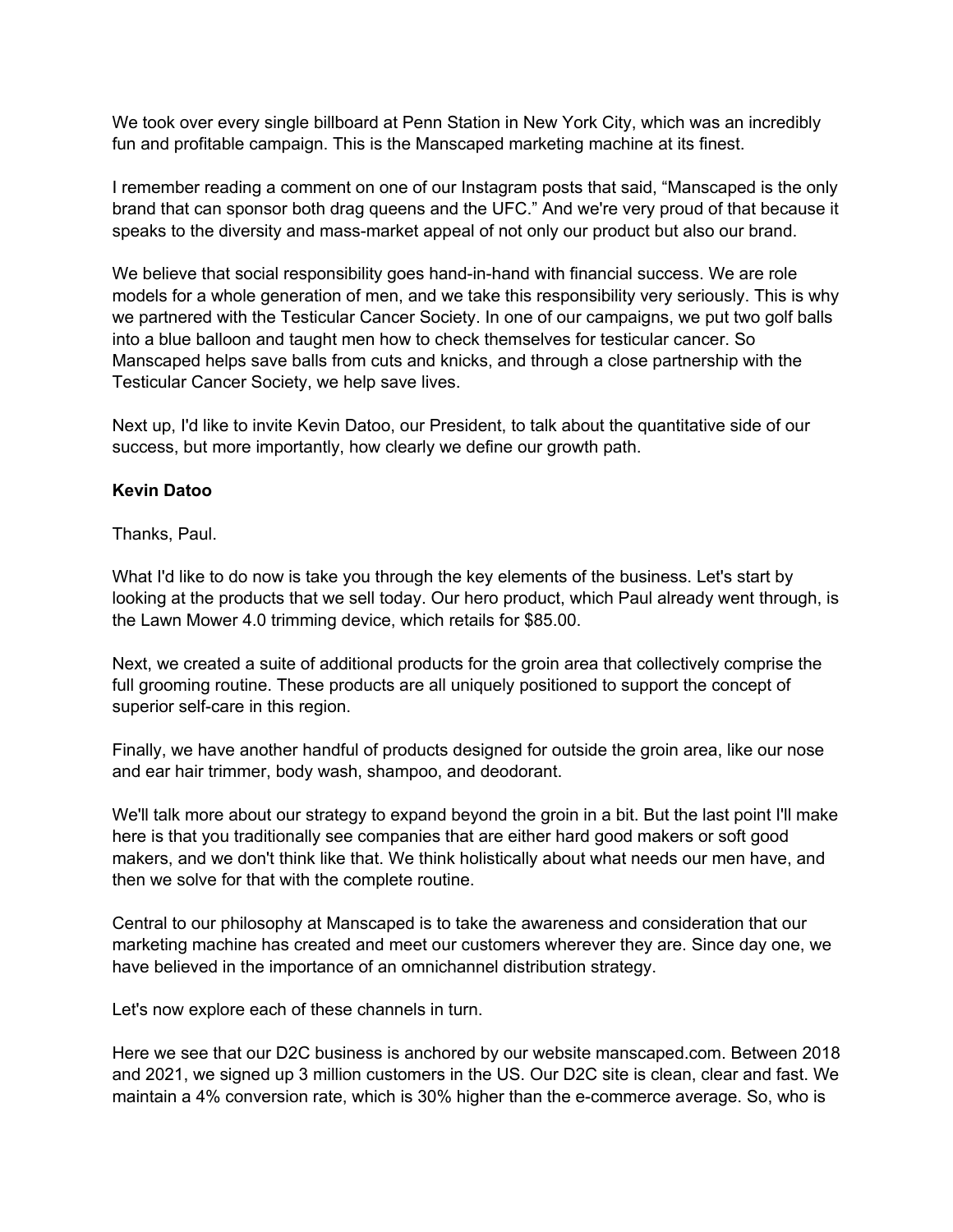We took over every single billboard at Penn Station in New York City, which was an incredibly fun and profitable campaign. This is the Manscaped marketing machine at its finest.

I remember reading a comment on one of our Instagram posts that said, "Manscaped is the only brand that can sponsor both drag queens and the UFC." And we're very proud of that because it speaks to the diversity and mass-market appeal of not only our product but also our brand.

We believe that social responsibility goes hand-in-hand with financial success. We are role models for a whole generation of men, and we take this responsibility very seriously. This is why we partnered with the Testicular Cancer Society. In one of our campaigns, we put two golf balls into a blue balloon and taught men how to check themselves for testicular cancer. So Manscaped helps save balls from cuts and knicks, and through a close partnership with the Testicular Cancer Society, we help save lives.

Next up, I'd like to invite Kevin Datoo, our President, to talk about the quantitative side of our success, but more importantly, how clearly we define our growth path.

**Kevin Datoo**

Thanks, Paul.

What I'd like to do now is take you through the key elements of the business. Let's start by looking at the products that we sell today. Our hero product, which Paul already went through, is the Lawn Mower 4.0 trimming device, which retails for $85.00.

Next, we created a suite of additional products for the groin area that collectively comprise the full grooming routine. These products are all uniquely positioned to support the concept of superior self-care in this region.

Finally, we have another handful of products designed for outside the groin area, like our nose and ear hair trimmer, body wash, shampoo, and deodorant.

We'll talk more about our strategy to expand beyond the groin in a bit. But the last point I'll make here is that you traditionally see companies that are either hard good makers or soft good makers, and we don't think like that. We think holistically about what needs our men have, and then we solve for that with the complete routine.

Central to our philosophy at Manscaped is to take the awareness and consideration that our marketing machine has created and meet our customers wherever they are. Since day one, we have believed in the importance of an omnichannel distribution strategy.

Let's now explore each of these channels in turn.

Here we see that our D2C business is anchored by our website manscaped.com. Between 2018 and 2021, we signed up 3 million customers in the US. Our D2C site is clean, clear and fast. We maintain a 4% conversion rate, which is 30% higher than the e-commerce average. So, who is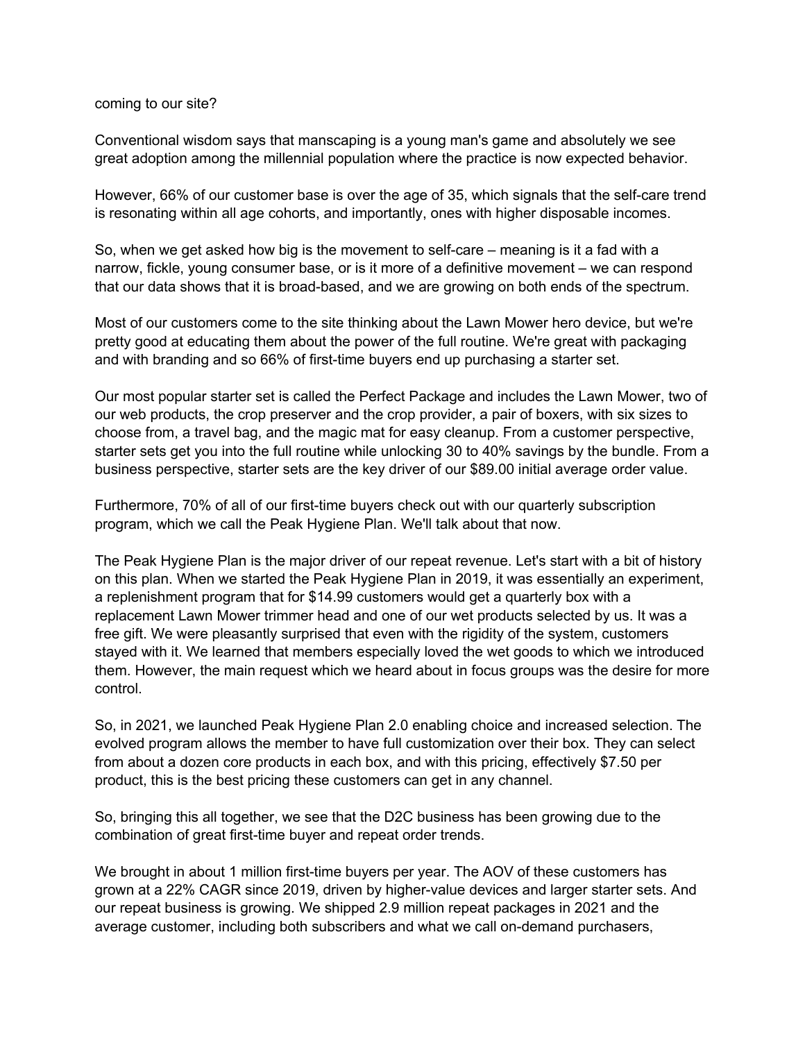coming to our site?

Conventional wisdom says that manscaping is a young man's game and absolutely we see great adoption among the millennial population where the practice is now expected behavior.

However, 66% of our customer base is over the age of 35, which signals that the self-care trend is resonating within all age cohorts, and importantly, ones with higher disposable incomes.

So, when we get asked how big is the movement to self-care – meaning is it a fad with a narrow, fickle, young consumer base, or is it more of a definitive movement – we can respond that our data shows that it is broad-based, and we are growing on both ends of the spectrum.

Most of our customers come to the site thinking about the Lawn Mower hero device, but we're pretty good at educating them about the power of the full routine. We're great with packaging and with branding and so 66% of first-time buyers end up purchasing a starter set.

Our most popular starter set is called the Perfect Package and includes the Lawn Mower, two of our web products, the crop preserver and the crop provider, a pair of boxers, with six sizes to choose from, a travel bag, and the magic mat for easy cleanup. From a customer perspective, starter sets get you into the full routine while unlocking 30 to 40% savings by the bundle. From a business perspective, starter sets are the key driver of our $89.00 initial average order value.

Furthermore, 70% of all of our first-time buyers check out with our quarterly subscription program, which we call the Peak Hygiene Plan. We'll talk about that now.

The Peak Hygiene Plan is the major driver of our repeat revenue. Let's start with a bit of history on this plan. When we started the Peak Hygiene Plan in 2019, it was essentially an experiment, a replenishment program that for $14.99 customers would get a quarterly box with a replacement Lawn Mower trimmer head and one of our wet products selected by us. It was a free gift. We were pleasantly surprised that even with the rigidity of the system, customers stayed with it. We learned that members especially loved the wet goods to which we introduced them. However, the main request which we heard about in focus groups was the desire for more control.

So, in 2021, we launched Peak Hygiene Plan 2.0 enabling choice and increased selection. The evolved program allows the member to have full customization over their box. They can select from about a dozen core products in each box, and with this pricing, effectively $7.50 per product, this is the best pricing these customers can get in any channel.

So, bringing this all together, we see that the D2C business has been growing due to the combination of great first-time buyer and repeat order trends.

We brought in about 1 million first-time buyers per year. The AOV of these customers has grown at a 22% CAGR since 2019, driven by higher-value devices and larger starter sets. And our repeat business is growing. We shipped 2.9 million repeat packages in 2021 and the average customer, including both subscribers and what we call on-demand purchasers,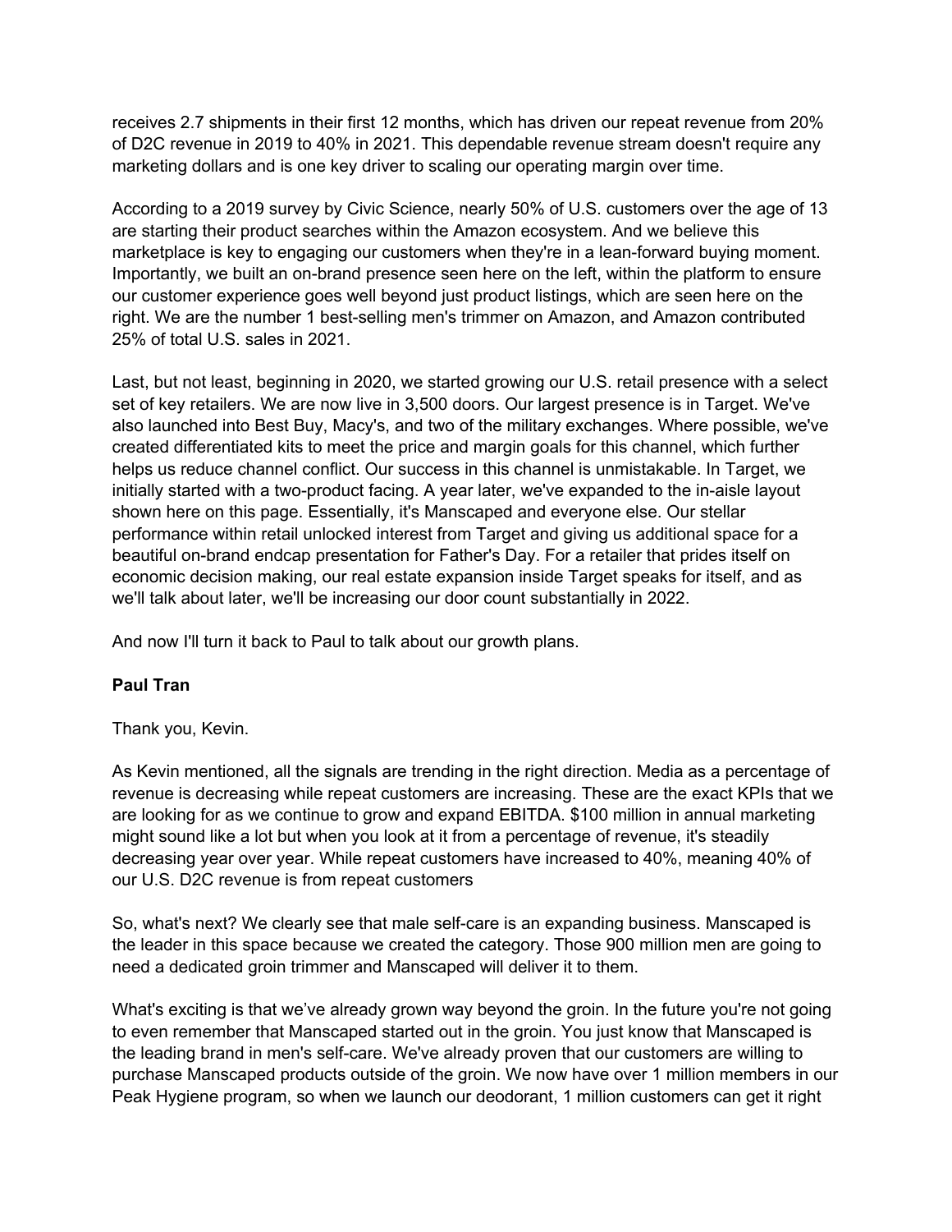receives 2.7 shipments in their first 12 months, which has driven our repeat revenue from 20% of D2C revenue in 2019 to 40% in 2021. This dependable revenue stream doesn't require any marketing dollars and is one key driver to scaling our operating margin over time.

According to a 2019 survey by Civic Science, nearly 50% of U.S. customers over the age of 13 are starting their product searches within the Amazon ecosystem. And we believe this marketplace is key to engaging our customers when they're in a lean-forward buying moment. Importantly, we built an on-brand presence seen here on the left, within the platform to ensure our customer experience goes well beyond just product listings, which are seen here on the right. We are the number 1 best-selling men's trimmer on Amazon, and Amazon contributed 25% of total U.S. sales in 2021.

Last, but not least, beginning in 2020, we started growing our U.S. retail presence with a select set of key retailers. We are now live in 3,500 doors. Our largest presence is in Target. We've also launched into Best Buy, Macy's, and two of the military exchanges. Where possible, we've created differentiated kits to meet the price and margin goals for this channel, which further helps us reduce channel conflict. Our success in this channel is unmistakable. In Target, we initially started with a two-product facing. A year later, we've expanded to the in-aisle layout shown here on this page. Essentially, it's Manscaped and everyone else. Our stellar performance within retail unlocked interest from Target and giving us additional space for a beautiful on-brand endcap presentation for Father's Day. For a retailer that prides itself on economic decision making, our real estate expansion inside Target speaks for itself, and as we'll talk about later, we'll be increasing our door count substantially in 2022.

And now I'll turn it back to Paul to talk about our growth plans.

**Paul Tran**

Thank you, Kevin.

As Kevin mentioned, all the signals are trending in the right direction. Media as a percentage of revenue is decreasing while repeat customers are increasing. These are the exact KPIs that we are looking for as we continue to grow and expand EBITDA. $100 million in annual marketing might sound like a lot but when you look at it from a percentage of revenue, it's steadily decreasing year over year. While repeat customers have increased to 40%, meaning 40% of our U.S. D2C revenue is from repeat customers

So, what's next? We clearly see that male self-care is an expanding business. Manscaped is the leader in this space because we created the category. Those 900 million men are going to need a dedicated groin trimmer and Manscaped will deliver it to them.

What's exciting is that we've already grown way beyond the groin. In the future you're not going to even remember that Manscaped started out in the groin. You just know that Manscaped is the leading brand in men's self-care. We've already proven that our customers are willing to purchase Manscaped products outside of the groin. We now have over 1 million members in our Peak Hygiene program, so when we launch our deodorant, 1 million customers can get it right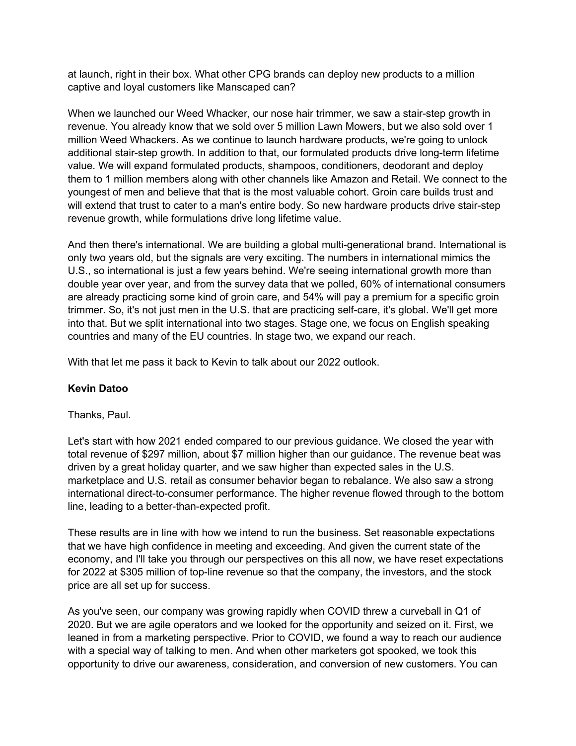at launch, right in their box. What other CPG brands can deploy new products to a million captive and loyal customers like Manscaped can?

When we launched our Weed Whacker, our nose hair trimmer, we saw a stair-step growth in revenue. You already know that we sold over 5 million Lawn Mowers, but we also sold over 1 million Weed Whackers. As we continue to launch hardware products, we're going to unlock additional stair-step growth. In addition to that, our formulated products drive long-term lifetime value. We will expand formulated products, shampoos, conditioners, deodorant and deploy them to 1 million members along with other channels like Amazon and Retail. We connect to the youngest of men and believe that that is the most valuable cohort. Groin care builds trust and will extend that trust to cater to a man's entire body. So new hardware products drive stair-step revenue growth, while formulations drive long lifetime value.

And then there's international. We are building a global multi-generational brand. International is only two years old, but the signals are very exciting. The numbers in international mimics the U.S., so international is just a few years behind. We're seeing international growth more than double year over year, and from the survey data that we polled, 60% of international consumers are already practicing some kind of groin care, and 54% will pay a premium for a specific groin trimmer. So, it's not just men in the U.S. that are practicing self-care, it's global. We'll get more into that. But we split international into two stages. Stage one, we focus on English speaking countries and many of the EU countries. In stage two, we expand our reach.

With that let me pass it back to Kevin to talk about our 2022 outlook.

**Kevin Datoo**

Thanks, Paul.

Let's start with how 2021 ended compared to our previous guidance. We closed the year with total revenue of $297 million, about $7 million higher than our guidance. The revenue beat was driven by a great holiday quarter, and we saw higher than expected sales in the U.S. marketplace and U.S. retail as consumer behavior began to rebalance. We also saw a strong international direct-to-consumer performance. The higher revenue flowed through to the bottom line, leading to a better-than-expected profit.

These results are in line with how we intend to run the business. Set reasonable expectations that we have high confidence in meeting and exceeding. And given the current state of the economy, and I'll take you through our perspectives on this all now, we have reset expectations for 2022 at $305 million of top-line revenue so that the company, the investors, and the stock price are all set up for success.

As you've seen, our company was growing rapidly when COVID threw a curveball in Q1 of 2020. But we are agile operators and we looked for the opportunity and seized on it. First, we leaned in from a marketing perspective. Prior to COVID, we found a way to reach our audience with a special way of talking to men. And when other marketers got spooked, we took this opportunity to drive our awareness, consideration, and conversion of new customers. You can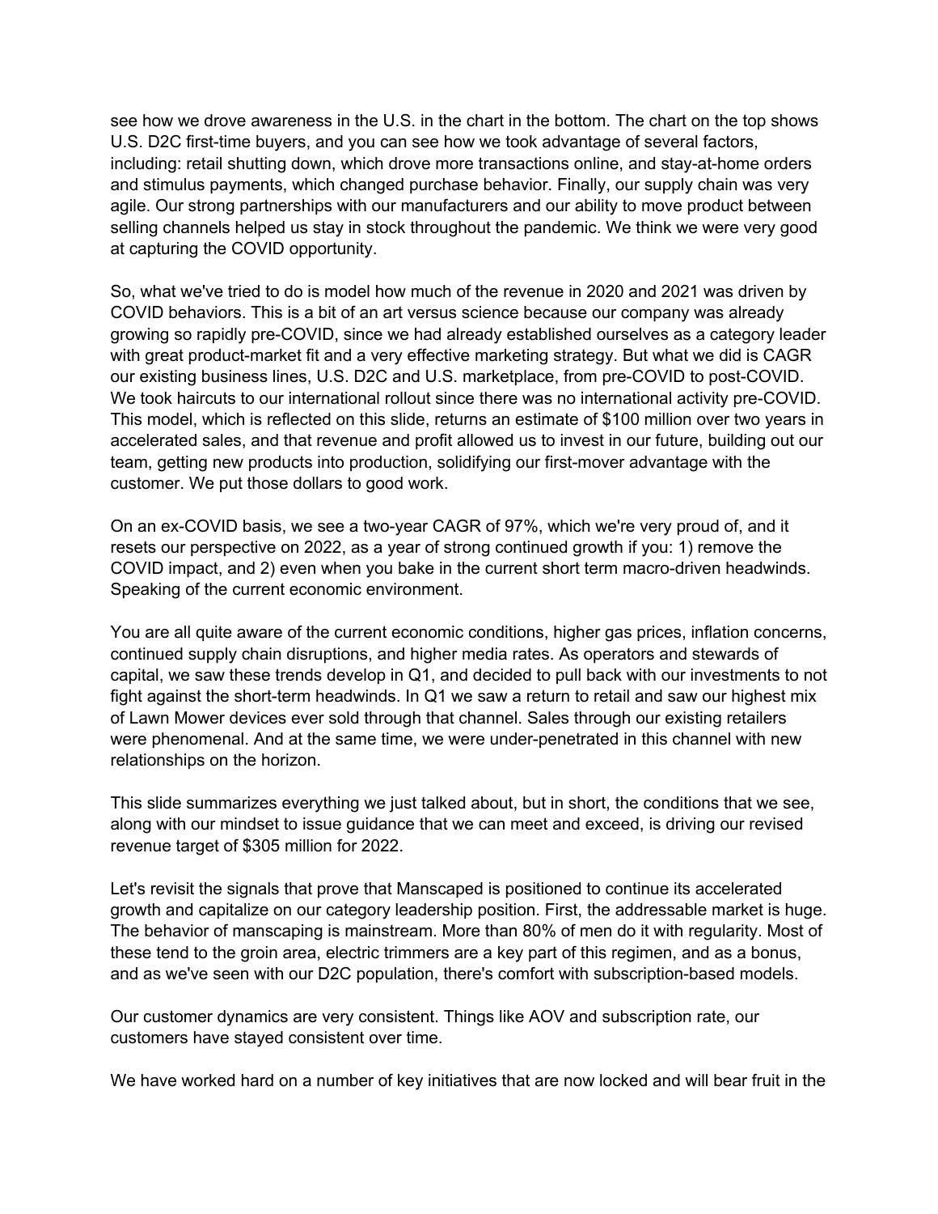see how we drove awareness in the U.S. in the chart in the bottom. The chart on the top shows U.S. D2C first-time buyers, and you can see how we took advantage of several factors, including: retail shutting down, which drove more transactions online, and stay-at-home orders and stimulus payments, which changed purchase behavior. Finally, our supply chain was very agile. Our strong partnerships with our manufacturers and our ability to move product between selling channels helped us stay in stock throughout the pandemic. We think we were very good at capturing the COVID opportunity.

So, what we've tried to do is model how much of the revenue in 2020 and 2021 was driven by COVID behaviors. This is a bit of an art versus science because our company was already growing so rapidly pre-COVID, since we had already established ourselves as a category leader with great product-market fit and a very effective marketing strategy. But what we did is CAGR our existing business lines, U.S. D2C and U.S. marketplace, from pre-COVID to post-COVID. We took haircuts to our international rollout since there was no international activity pre-COVID. This model, which is reflected on this slide, returns an estimate of $100 million over two years in accelerated sales, and that revenue and profit allowed us to invest in our future, building out our team, getting new products into production, solidifying our first-mover advantage with the customer. We put those dollars to good work.

On an ex-COVID basis, we see a two-year CAGR of 97%, which we're very proud of, and it resets our perspective on 2022, as a year of strong continued growth if you: 1) remove the COVID impact, and 2) even when you bake in the current short term macro-driven headwinds. Speaking of the current economic environment.

You are all quite aware of the current economic conditions, higher gas prices, inflation concerns, continued supply chain disruptions, and higher media rates. As operators and stewards of capital, we saw these trends develop in Q1, and decided to pull back with our investments to not fight against the short-term headwinds. In Q1 we saw a return to retail and saw our highest mix of Lawn Mower devices ever sold through that channel. Sales through our existing retailers were phenomenal. And at the same time, we were under-penetrated in this channel with new relationships on the horizon.

This slide summarizes everything we just talked about, but in short, the conditions that we see, along with our mindset to issue guidance that we can meet and exceed, is driving our revised revenue target of $305 million for 2022.

Let's revisit the signals that prove that Manscaped is positioned to continue its accelerated growth and capitalize on our category leadership position. First, the addressable market is huge. The behavior of manscaping is mainstream. More than 80% of men do it with regularity. Most of these tend to the groin area, electric trimmers are a key part of this regimen, and as a bonus, and as we've seen with our D2C population, there's comfort with subscription-based models.

Our customer dynamics are very consistent. Things like AOV and subscription rate, our customers have stayed consistent over time.

We have worked hard on a number of key initiatives that are now locked and will bear fruit in the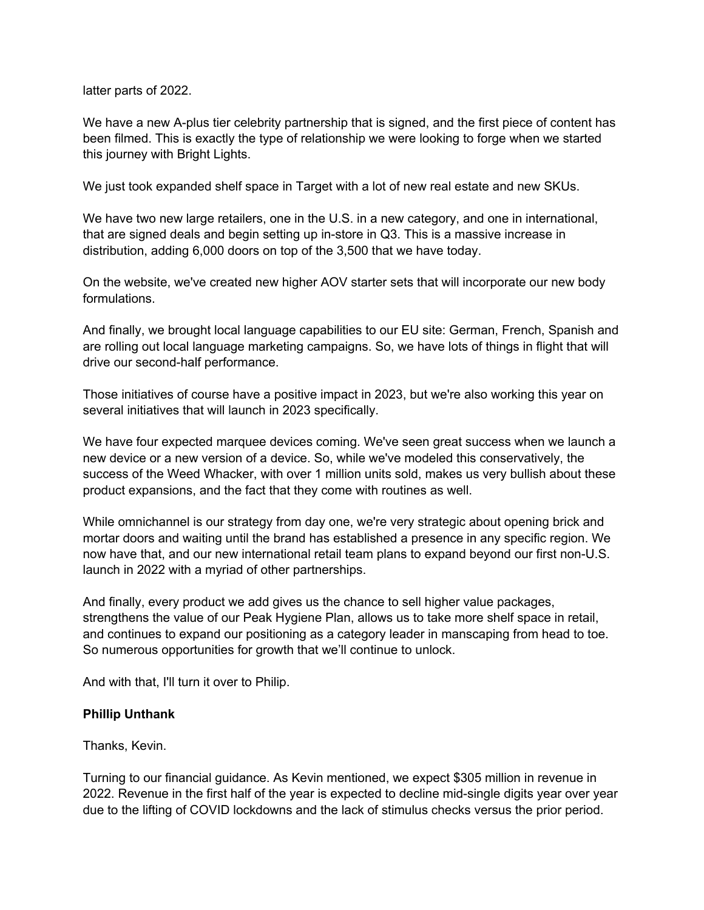latter parts of 2022.

We have a new A-plus tier celebrity partnership that is signed, and the first piece of content has been filmed. This is exactly the type of relationship we were looking to forge when we started this journey with Bright Lights.

We just took expanded shelf space in Target with a lot of new real estate and new SKUs.

We have two new large retailers, one in the U.S. in a new category, and one in international, that are signed deals and begin setting up in-store in Q3. This is a massive increase in distribution, adding 6,000 doors on top of the 3,500 that we have today.

On the website, we've created new higher AOV starter sets that will incorporate our new body formulations.

And finally, we brought local language capabilities to our EU site: German, French, Spanish and are rolling out local language marketing campaigns. So, we have lots of things in flight that will drive our second-half performance.

Those initiatives of course have a positive impact in 2023, but we're also working this year on several initiatives that will launch in 2023 specifically.

We have four expected marquee devices coming. We've seen great success when we launch a new device or a new version of a device. So, while we've modeled this conservatively, the success of the Weed Whacker, with over 1 million units sold, makes us very bullish about these product expansions, and the fact that they come with routines as well.

While omnichannel is our strategy from day one, we're very strategic about opening brick and mortar doors and waiting until the brand has established a presence in any specific region. We now have that, and our new international retail team plans to expand beyond our first non-U.S. launch in 2022 with a myriad of other partnerships.

And finally, every product we add gives us the chance to sell higher value packages, strengthens the value of our Peak Hygiene Plan, allows us to take more shelf space in retail, and continues to expand our positioning as a category leader in manscaping from head to toe. So numerous opportunities for growth that we'll continue to unlock.

And with that, I'll turn it over to Philip.

**Phillip Unthank**

Thanks, Kevin.

Turning to our financial guidance. As Kevin mentioned, we expect $305 million in revenue in 2022. Revenue in the first half of the year is expected to decline mid-single digits year over year due to the lifting of COVID lockdowns and the lack of stimulus checks versus the prior period.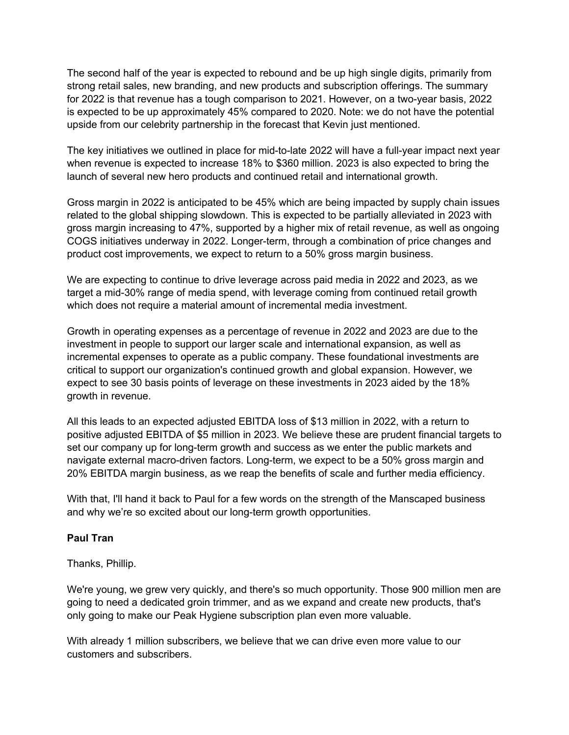The second half of the year is expected to rebound and be up high single digits, primarily from strong retail sales, new branding, and new products and subscription offerings. The summary for 2022 is that revenue has a tough comparison to 2021. However, on a two-year basis, 2022 is expected to be up approximately 45% compared to 2020. Note: we do not have the potential upside from our celebrity partnership in the forecast that Kevin just mentioned.

The key initiatives we outlined in place for mid-to-late 2022 will have a full-year impact next year when revenue is expected to increase 18% to $360 million. 2023 is also expected to bring the launch of several new hero products and continued retail and international growth.

Gross margin in 2022 is anticipated to be 45% which are being impacted by supply chain issues related to the global shipping slowdown. This is expected to be partially alleviated in 2023 with gross margin increasing to 47%, supported by a higher mix of retail revenue, as well as ongoing COGS initiatives underway in 2022. Longer-term, through a combination of price changes and product cost improvements, we expect to return to a 50% gross margin business.

We are expecting to continue to drive leverage across paid media in 2022 and 2023, as we target a mid-30% range of media spend, with leverage coming from continued retail growth which does not require a material amount of incremental media investment.

Growth in operating expenses as a percentage of revenue in 2022 and 2023 are due to the investment in people to support our larger scale and international expansion, as well as incremental expenses to operate as a public company. These foundational investments are critical to support our organization's continued growth and global expansion. However, we expect to see 30 basis points of leverage on these investments in 2023 aided by the 18% growth in revenue.

All this leads to an expected adjusted EBITDA loss of $13 million in 2022, with a return to positive adjusted EBITDA of $5 million in 2023. We believe these are prudent financial targets to set our company up for long-term growth and success as we enter the public markets and navigate external macro-driven factors. Long-term, we expect to be a 50% gross margin and 20% EBITDA margin business, as we reap the benefits of scale and further media efficiency.

With that, I'll hand it back to Paul for a few words on the strength of the Manscaped business and why we're so excited about our long-term growth opportunities.

**Paul Tran**

Thanks, Phillip.

We're young, we grew very quickly, and there's so much opportunity. Those 900 million men are going to need a dedicated groin trimmer, and as we expand and create new products, that's only going to make our Peak Hygiene subscription plan even more valuable.

With already 1 million subscribers, we believe that we can drive even more value to our customers and subscribers.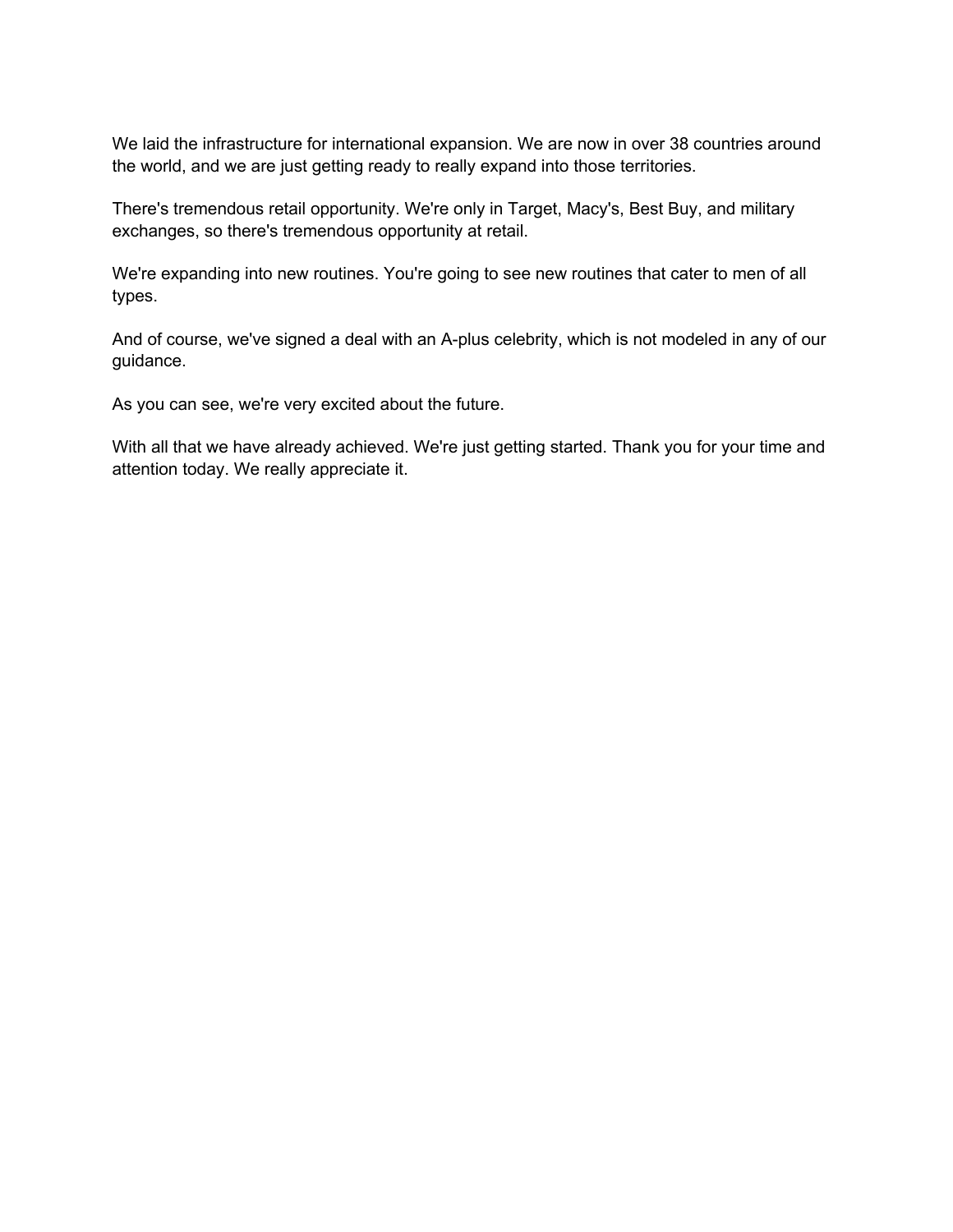We laid the infrastructure for international expansion. We are now in over 38 countries around the world, and we are just getting ready to really expand into those territories.

There's tremendous retail opportunity. We're only in Target, Macy's, Best Buy, and military exchanges, so there's tremendous opportunity at retail.

We're expanding into new routines. You're going to see new routines that cater to men of all types.

And of course, we've signed a deal with an A-plus celebrity, which is not modeled in any of our guidance.

As you can see, we're very excited about the future.

With all that we have already achieved. We're just getting started. Thank you for your time and attention today. We really appreciate it.